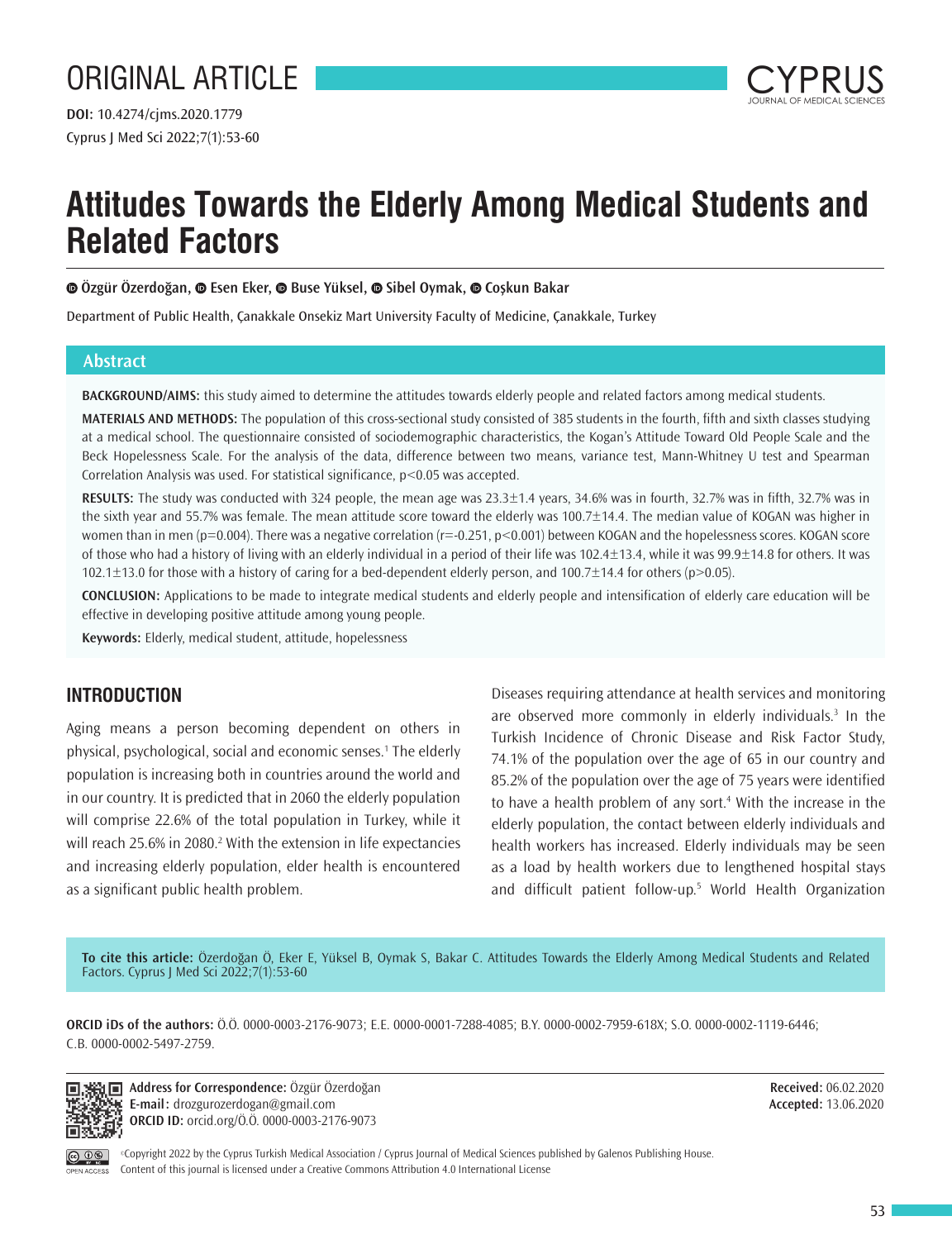ORIGINAL ARTICLE

**DOI:** 10.4274/cjms.2020.1779

# Attitudes Towards the Elderly Among Medical Students and Related Factors

Özgür Özerdoğan, Esen Eker, Buse Yüksel, Sibel Oymak, Coşkun Bakar

Department of Public Health, Çanakkale Onsekiz Mart University Faculty of Medicine, Çanakkale, Turkey

## Abstract

**BACKGROUND/AIMS:** this study aimed to determine the attitudes towards elderly people and related factors among medical students.

**MATERIALS AND METHODS:** The population of this cross-sectional study consisted of 385 students in the fourth, fifth and sixth classes studying at a medical school. The questionnaire consisted of sociodemographic characteristics, the Kogan's Attitude Toward Old People Scale and the Beck Hopelessness Scale. For the analysis of the data, difference between two means, variance test, Mann-Whitney U test and Spearman Correlation Analysis was used. For statistical significance, $p<0.05$ was accepted.

**RESULTS:** The study was conducted with 324 people, the mean age was 23.3±1.4 years, 34.6% was in fourth, 32.7% was in fifth, 32.7% was in the sixth year and 55.7% was female. The mean attitude score toward the elderly was 100.7±14.4. The median value of KOGAN was higher in women than in men ($p=0.004$). There was a negative correlation ($r=-0.251$, $p<0.001$) between KOGAN and the hopelessness scores. KOGAN score of those who had a history of living with an elderly individual in a period of their life was 102.4±13.4, while it was 99.9±14.8 for others. It was 102.1±13.0 for those with a history of caring for a bed-dependent elderly person, and 100.7±14.4 for others ($p>0.05$).

**CONCLUSION:** Applications to be made to integrate medical students and elderly people and intensification of elderly care education will be effective in developing positive attitude among young people.

**Keywords:** Elderly, medical student, attitude, hopelessness

## INTRODUCTION

Aging means a person becoming dependent on others in physical, psychological, social and economic senses.[1] The elderly population is increasing both in countries around the world and in our country. It is predicted that in 2060 the elderly population will comprise 22.6% of the total population in Turkey, while it will reach 25.6% in 2080.[2] With the extension in life expectancies and increasing elderly population, elder health is encountered as a significant public health problem.

Diseases requiring attendance at health services and monitoring are observed more commonly in elderly individuals.[3] In the Turkish Incidence of Chronic Disease and Risk Factor Study, 74.1% of the population over the age of 65 in our country and 85.2% of the population over the age of 75 years were identified to have a health problem of any sort.[4] With the increase in the elderly population, the contact between elderly individuals and health workers has increased. Elderly individuals may be seen as a load by health workers due to lengthened hospital stays and difficult patient follow-up.[5] World Health Organization

**To cite this article:** Özerdoğan Ö, Eker E, Yüksel B, Oymak S, Bakar C. Attitudes Towards the Elderly Among Medical Students and Related Factors. Cyprus J Med Sci 2022;7(1):53-60

**ORCID iDs of the authors:** Ö.Ö. 0000-0003-2176-9073; E.E. 0000-0001-7288-4085; B.Y. 0000-0002-7959-618X; S.O. 0000-0002-1119-6446; C.B. 0000-0002-5497-2759.

**Address for Correspondence:** Özgür Özerdoğan
**E-mail:** drozgurozerdogan@gmail.com
**ORCID ID:** orcid.org/Ö.Ö. 0000-0003-2176-9073

**Received:** 06.02.2020
**Accepted:** 13.06.2020

©Copyright 2022 by the Cyprus Turkish Medical Association / Cyprus Journal of Medical Sciences published by Galenos Publishing House.
Content of this journal is licensed under a Creative Commons Attribution 4.0 International License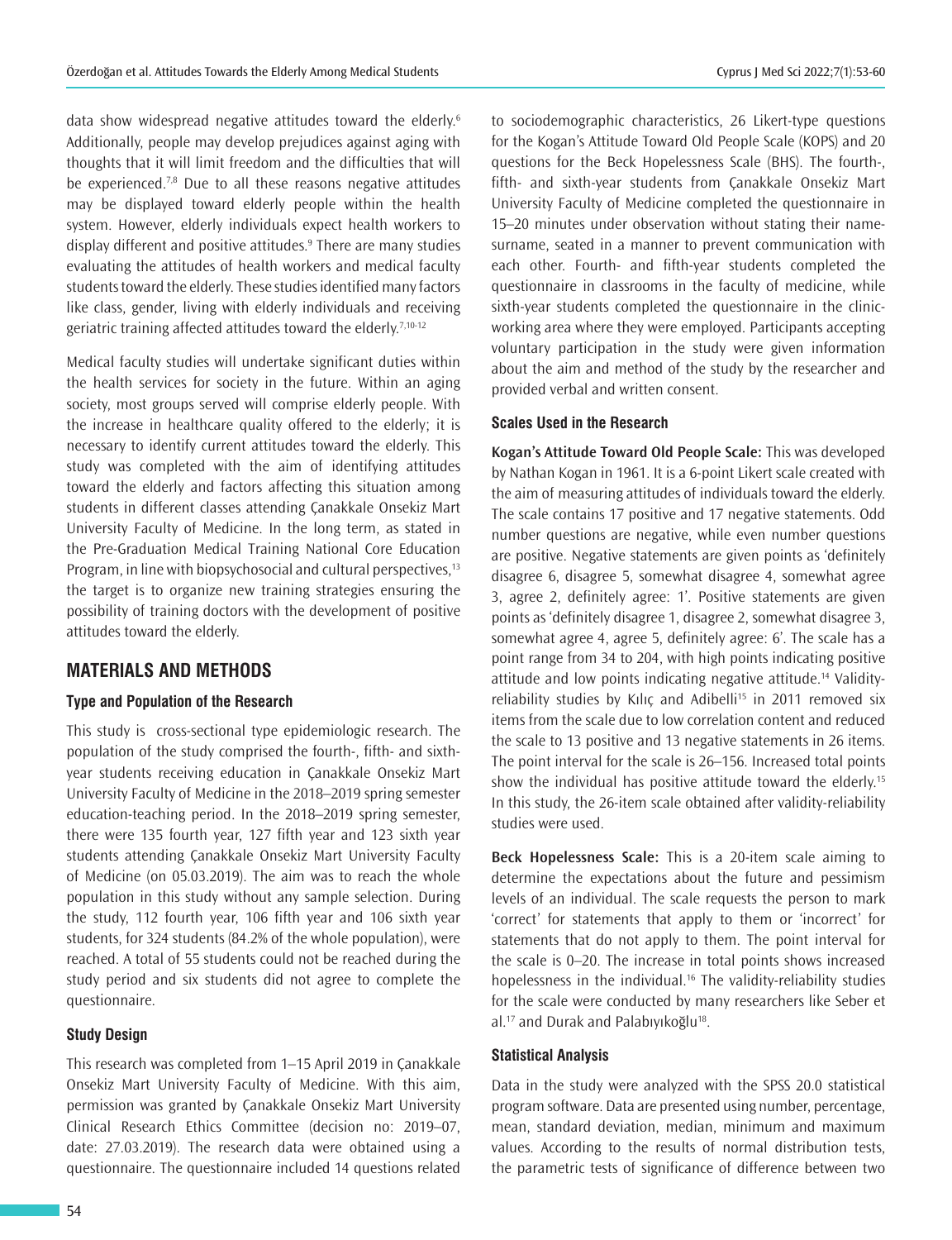data show widespread negative attitudes toward the elderly.[6] Additionally, people may develop prejudices against aging with thoughts that it will limit freedom and the difficulties that will be experienced.[7,8] Due to all these reasons negative attitudes may be displayed toward elderly people within the health system. However, elderly individuals expect health workers to display different and positive attitudes.[9] There are many studies evaluating the attitudes of health workers and medical faculty students toward the elderly. These studies identified many factors like class, gender, living with elderly individuals and receiving geriatric training affected attitudes toward the elderly.[7,10-12]

Medical faculty studies will undertake significant duties within the health services for society in the future. Within an aging society, most groups served will comprise elderly people. With the increase in healthcare quality offered to the elderly; it is necessary to identify current attitudes toward the elderly. This study was completed with the aim of identifying attitudes toward the elderly and factors affecting this situation among students in different classes attending Çanakkale Onsekiz Mart University Faculty of Medicine. In the long term, as stated in the Pre-Graduation Medical Training National Core Education Program, in line with biopsychosocial and cultural perspectives,[13] the target is to organize new training strategies ensuring the possibility of training doctors with the development of positive attitudes toward the elderly.

## MATERIALS AND METHODS

### Type and Population of the Research

This study is cross-sectional type epidemiologic research. The population of the study comprised the fourth-, fifth- and sixth-year students receiving education in Çanakkale Onsekiz Mart University Faculty of Medicine in the 2018–2019 spring semester education-teaching period. In the 2018–2019 spring semester, there were 135 fourth year, 127 fifth year and 123 sixth year students attending Çanakkale Onsekiz Mart University Faculty of Medicine (on 05.03.2019). The aim was to reach the whole population in this study without any sample selection. During the study, 112 fourth year, 106 fifth year and 106 sixth year students, for 324 students (84.2% of the whole population), were reached. A total of 55 students could not be reached during the study period and six students did not agree to complete the questionnaire.

### Study Design

This research was completed from 1–15 April 2019 in Çanakkale Onsekiz Mart University Faculty of Medicine. With this aim, permission was granted by Çanakkale Onsekiz Mart University Clinical Research Ethics Committee (decision no: 2019–07, date: 27.03.2019). The research data were obtained using a questionnaire. The questionnaire included 14 questions related to sociodemographic characteristics, 26 Likert-type questions for the Kogan's Attitude Toward Old People Scale (KOPS) and 20 questions for the Beck Hopelessness Scale (BHS). The fourth-, fifth- and sixth-year students from Çanakkale Onsekiz Mart University Faculty of Medicine completed the questionnaire in 15–20 minutes under observation without stating their name-surname, seated in a manner to prevent communication with each other. Fourth- and fifth-year students completed the questionnaire in classrooms in the faculty of medicine, while sixth-year students completed the questionnaire in the clinic-working area where they were employed. Participants accepting voluntary participation in the study were given information about the aim and method of the study by the researcher and provided verbal and written consent.

### Scales Used in the Research

**Kogan's Attitude Toward Old People Scale:** This was developed by Nathan Kogan in 1961. It is a 6-point Likert scale created with the aim of measuring attitudes of individuals toward the elderly. The scale contains 17 positive and 17 negative statements. Odd number questions are negative, while even number questions are positive. Negative statements are given points as 'definitely disagree 6, disagree 5, somewhat disagree 4, somewhat agree 3, agree 2, definitely agree: 1'. Positive statements are given points as 'definitely disagree 1, disagree 2, somewhat disagree 3, somewhat agree 4, agree 5, definitely agree: 6'. The scale has a point range from 34 to 204, with high points indicating positive attitude and low points indicating negative attitude.[14] Validity-reliability studies by Kılıç and Adibelli[15] in 2011 removed six items from the scale due to low correlation content and reduced the scale to 13 positive and 13 negative statements in 26 items. The point interval for the scale is 26–156. Increased total points show the individual has positive attitude toward the elderly.[15] In this study, the 26-item scale obtained after validity-reliability studies were used.

**Beck Hopelessness Scale:** This is a 20-item scale aiming to determine the expectations about the future and pessimism levels of an individual. The scale requests the person to mark 'correct' for statements that apply to them or 'incorrect' for statements that do not apply to them. The point interval for the scale is 0–20. The increase in total points shows increased hopelessness in the individual.[16] The validity-reliability studies for the scale were conducted by many researchers like Seber et al.[17] and Durak and Palabıyıkoğlu[18].

### Statistical Analysis

Data in the study were analyzed with the SPSS 20.0 statistical program software. Data are presented using number, percentage, mean, standard deviation, median, minimum and maximum values. According to the results of normal distribution tests, the parametric tests of significance of difference between two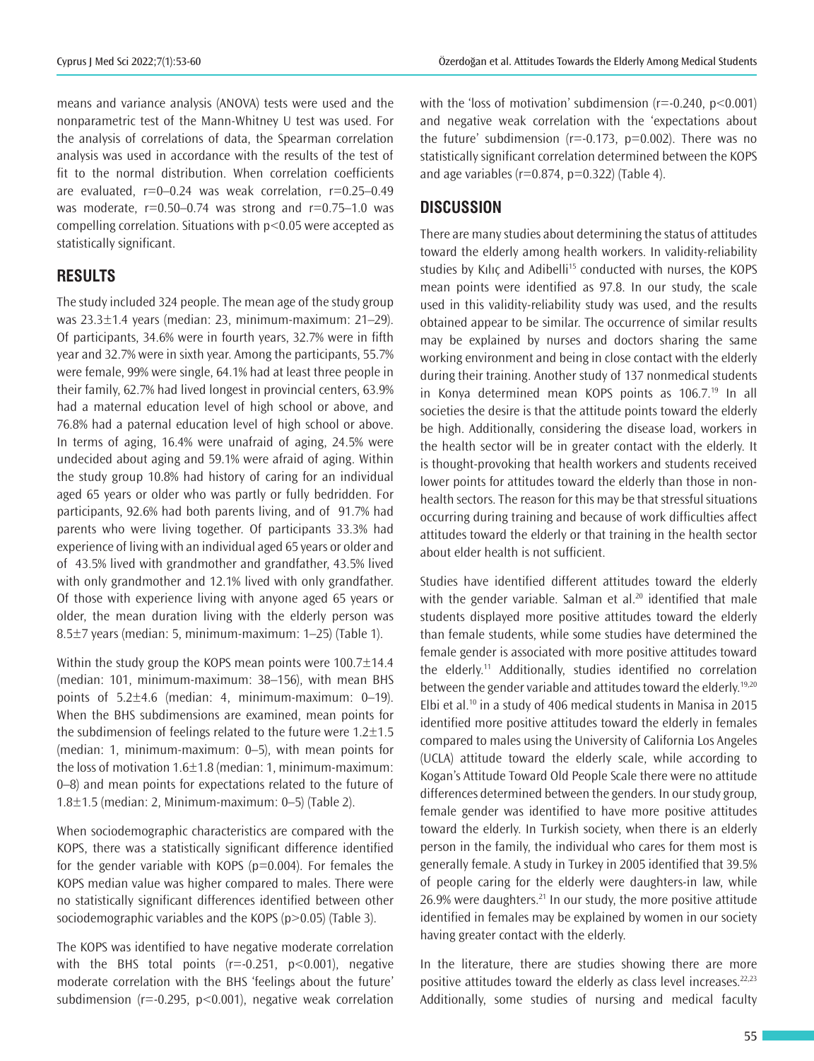means and variance analysis (ANOVA) tests were used and the nonparametric test of the Mann-Whitney U test was used. For the analysis of correlations of data, the Spearman correlation analysis was used in accordance with the results of the test of fit to the normal distribution. When correlation coefficients are evaluated, r=0–0.24 was weak correlation, r=0.25–0.49 was moderate, r=0.50–0.74 was strong and r=0.75–1.0 was compelling correlation. Situations with $p<0.05$ were accepted as statistically significant.

## RESULTS

The study included 324 people. The mean age of the study group was 23.3±1.4 years (median: 23, minimum-maximum: 21–29). Of participants, 34.6% were in fourth years, 32.7% were in fifth year and 32.7% were in sixth year. Among the participants, 55.7% were female, 99% were single, 64.1% had at least three people in their family, 62.7% had lived longest in provincial centers, 63.9% had a maternal education level of high school or above, and 76.8% had a paternal education level of high school or above. In terms of aging, 16.4% were unafraid of aging, 24.5% were undecided about aging and 59.1% were afraid of aging. Within the study group 10.8% had history of caring for an individual aged 65 years or older who was partly or fully bedridden. For participants, 92.6% had both parents living, and of 91.7% had parents who were living together. Of participants 33.3% had experience of living with an individual aged 65 years or older and of 43.5% lived with grandmother and grandfather, 43.5% lived with only grandmother and 12.1% lived with only grandfather. Of those with experience living with anyone aged 65 years or older, the mean duration living with the elderly person was 8.5±7 years (median: 5, minimum-maximum: 1–25) (Table 1).

Within the study group the KOPS mean points were 100.7±14.4 (median: 101, minimum-maximum: 38–156), with mean BHS points of 5.2±4.6 (median: 4, minimum-maximum: 0–19). When the BHS subdimensions are examined, mean points for the subdimension of feelings related to the future were 1.2±1.5 (median: 1, minimum-maximum: 0–5), with mean points for the loss of motivation 1.6±1.8 (median: 1, minimum-maximum: 0–8) and mean points for expectations related to the future of 1.8±1.5 (median: 2, Minimum-maximum: 0–5) (Table 2).

When sociodemographic characteristics are compared with the KOPS, there was a statistically significant difference identified for the gender variable with KOPS ($p=0.004$). For females the KOPS median value was higher compared to males. There were no statistically significant differences identified between other sociodemographic variables and the KOPS ($p>0.05$) (Table 3).

The KOPS was identified to have negative moderate correlation with the BHS total points ($r=-0.251$, $p<0.001$), negative moderate correlation with the BHS 'feelings about the future' subdimension ($r=-0.295$, $p<0.001$), negative weak correlation with the 'loss of motivation' subdimension ($r=-0.240$, $p<0.001$) and negative weak correlation with the 'expectations about the future' subdimension ($r=-0.173$, $p=0.002$). There was no statistically significant correlation determined between the KOPS and age variables ($r=0.874$, $p=0.322$) (Table 4).

## DISCUSSION

There are many studies about determining the status of attitudes toward the elderly among health workers. In validity-reliability studies by Kılıç and Adibelli[15] conducted with nurses, the KOPS mean points were identified as 97.8. In our study, the scale used in this validity-reliability study was used, and the results obtained appear to be similar. The occurrence of similar results may be explained by nurses and doctors sharing the same working environment and being in close contact with the elderly during their training. Another study of 137 nonmedical students in Konya determined mean KOPS points as 106.7.[19] In all societies the desire is that the attitude points toward the elderly be high. Additionally, considering the disease load, workers in the health sector will be in greater contact with the elderly. It is thought-provoking that health workers and students received lower points for attitudes toward the elderly than those in non-health sectors. The reason for this may be that stressful situations occurring during training and because of work difficulties affect attitudes toward the elderly or that training in the health sector about elder health is not sufficient.

Studies have identified different attitudes toward the elderly with the gender variable. Salman et al.[20] identified that male students displayed more positive attitudes toward the elderly than female students, while some studies have determined the female gender is associated with more positive attitudes toward the elderly.[11] Additionally, studies identified no correlation between the gender variable and attitudes toward the elderly.[19,20] Elbi et al.[10] in a study of 406 medical students in Manisa in 2015 identified more positive attitudes toward the elderly in females compared to males using the University of California Los Angeles (UCLA) attitude toward the elderly scale, while according to Kogan's Attitude Toward Old People Scale there were no attitude differences determined between the genders. In our study group, female gender was identified to have more positive attitudes toward the elderly. In Turkish society, when there is an elderly person in the family, the individual who cares for them most is generally female. A study in Turkey in 2005 identified that 39.5% of people caring for the elderly were daughters-in law, while 26.9% were daughters.[21] In our study, the more positive attitude identified in females may be explained by women in our society having greater contact with the elderly.

In the literature, there are studies showing there are more positive attitudes toward the elderly as class level increases.[22,23] Additionally, some studies of nursing and medical faculty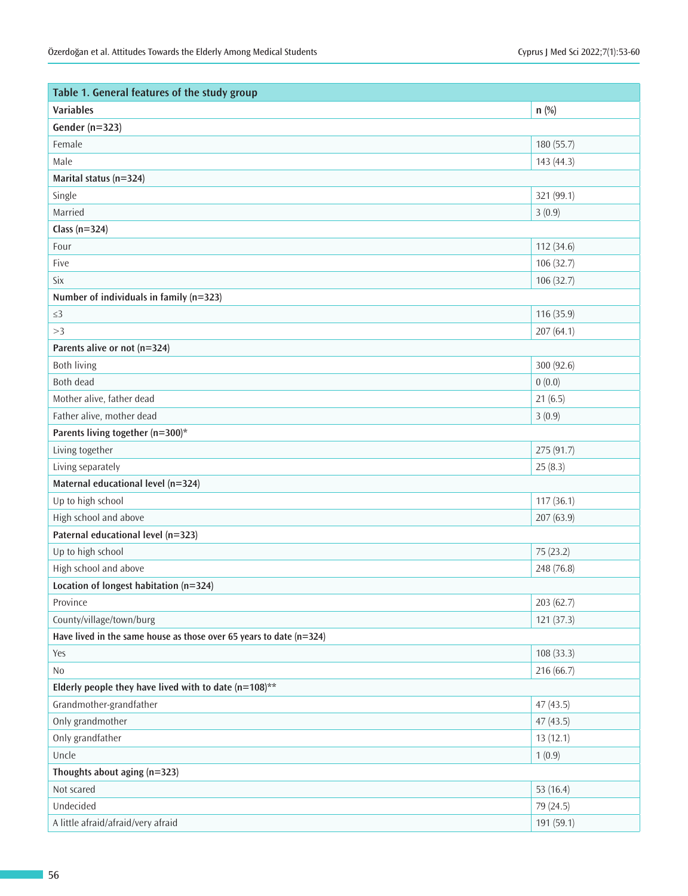**Table 1. General features of the study group**

| Variables | n (%) |
|---|---|
| **Gender (n=323)** | |
| Female | 180 (55.7) |
| Male | 143 (44.3) |
| **Marital status (n=324)** | |
| Single | 321 (99.1) |
| Married | 3 (0.9) |
| **Class (n=324)** | |
| Four | 112 (34.6) |
| Five | 106 (32.7) |
| Six | 106 (32.7) |
| **Number of individuals in family (n=323)** | |
| ≤3 | 116 (35.9) |
| >3 | 207 (64.1) |
| **Parents alive or not (n=324)** | |
| Both living | 300 (92.6) |
| Both dead | 0 (0.0) |
| Mother alive, father dead | 21 (6.5) |
| Father alive, mother dead | 3 (0.9) |
| **Parents living together (n=300)*** | |
| Living together | 275 (91.7) |
| Living separately | 25 (8.3) |
| **Maternal educational level (n=324)** | |
| Up to high school | 117 (36.1) |
| High school and above | 207 (63.9) |
| **Paternal educational level (n=323)** | |
| Up to high school | 75 (23.2) |
| High school and above | 248 (76.8) |
| **Location of longest habitation (n=324)** | |
| Province | 203 (62.7) |
| County/village/town/burg | 121 (37.3) |
| **Have lived in the same house as those over 65 years to date (n=324)** | |
| Yes | 108 (33.3) |
| No | 216 (66.7) |
| **Elderly people they have lived with to date (n=108)**** | |
| Grandmother-grandfather | 47 (43.5) |
| Only grandmother | 47 (43.5) |
| Only grandfather | 13 (12.1) |
| Uncle | 1 (0.9) |
| **Thoughts about aging (n=323)** | |
| Not scared | 53 (16.4) |
| Undecided | 79 (24.5) |
| A little afraid/afraid/very afraid | 191 (59.1) |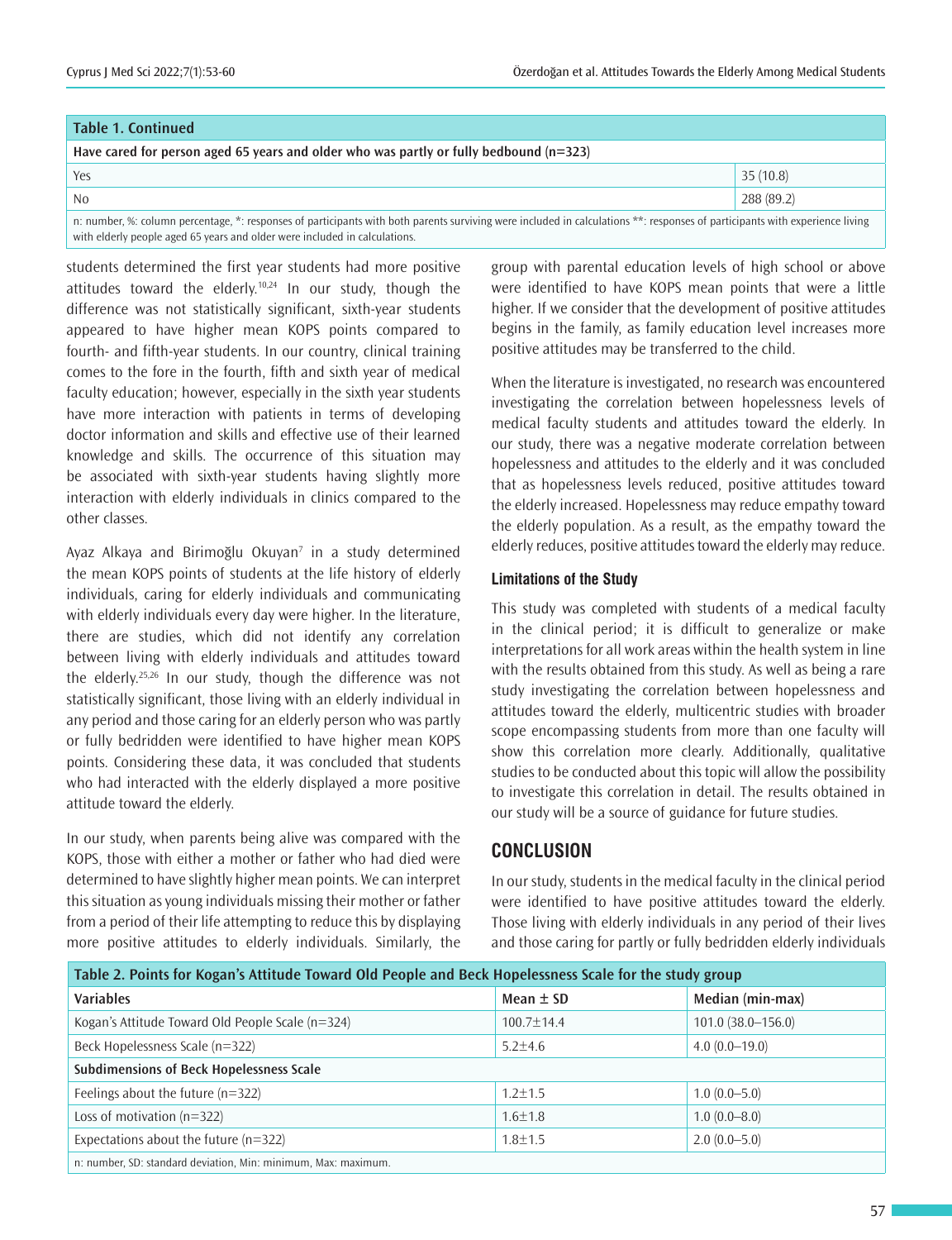| Table 1. Continued | |
|---|---|
| **Have cared for person aged 65 years and older who was partly or fully bedbound (n=323)** | |
| Yes | 35 (10.8) |
| No | 288 (89.2) |
| n: number, %: column percentage, *: responses of participants with both parents surviving were included in calculations **: responses of participants with experience living with elderly people aged 65 years and older were included in calculations. | |

students determined the first year students had more positive attitudes toward the elderly.[10,24] In our study, though the difference was not statistically significant, sixth-year students appeared to have higher mean KOPS points compared to fourth- and fifth-year students. In our country, clinical training comes to the fore in the fourth, fifth and sixth year of medical faculty education; however, especially in the sixth year students have more interaction with patients in terms of developing doctor information and skills and effective use of their learned knowledge and skills. The occurrence of this situation may be associated with sixth-year students having slightly more interaction with elderly individuals in clinics compared to the other classes.

Ayaz Alkaya and Birimoğlu Okuyan[7] in a study determined the mean KOPS points of students at the life history of elderly individuals, caring for elderly individuals and communicating with elderly individuals every day were higher. In the literature, there are studies, which did not identify any correlation between living with elderly individuals and attitudes toward the elderly.[25,26] In our study, though the difference was not statistically significant, those living with an elderly individual in any period and those caring for an elderly person who was partly or fully bedridden were identified to have higher mean KOPS points. Considering these data, it was concluded that students who had interacted with the elderly displayed a more positive attitude toward the elderly.

In our study, when parents being alive was compared with the KOPS, those with either a mother or father who had died were determined to have slightly higher mean points. We can interpret this situation as young individuals missing their mother or father from a period of their life attempting to reduce this by displaying more positive attitudes to elderly individuals. Similarly, the group with parental education levels of high school or above were identified to have KOPS mean points that were a little higher. If we consider that the development of positive attitudes begins in the family, as family education level increases more positive attitudes may be transferred to the child.

When the literature is investigated, no research was encountered investigating the correlation between hopelessness levels of medical faculty students and attitudes toward the elderly. In our study, there was a negative moderate correlation between hopelessness and attitudes to the elderly and it was concluded that as hopelessness levels reduced, positive attitudes toward the elderly increased. Hopelessness may reduce empathy toward the elderly population. As a result, as the empathy toward the elderly reduces, positive attitudes toward the elderly may reduce.

### Limitations of the Study

This study was completed with students of a medical faculty in the clinical period; it is difficult to generalize or make interpretations for all work areas within the health system in line with the results obtained from this study. As well as being a rare study investigating the correlation between hopelessness and attitudes toward the elderly, multicentric studies with broader scope encompassing students from more than one faculty will show this correlation more clearly. Additionally, qualitative studies to be conducted about this topic will allow the possibility to investigate this correlation in detail. The results obtained in our study will be a source of guidance for future studies.

## CONCLUSION

In our study, students in the medical faculty in the clinical period were identified to have positive attitudes toward the elderly. Those living with elderly individuals in any period of their lives and those caring for partly or fully bedridden elderly individuals

| Table 2. Points for Kogan's Attitude Toward Old People and Beck Hopelessness Scale for the study group | | |
|---|---|---|
| **Variables** | **Mean ± SD** | **Median (min-max)** |
| Kogan's Attitude Toward Old People Scale (n=324) | 100.7±14.4 | 101.0 (38.0–156.0) |
| Beck Hopelessness Scale (n=322) | 5.2±4.6 | 4.0 (0.0–19.0) |
| **Subdimensions of Beck Hopelessness Scale** | | |
| Feelings about the future (n=322) | 1.2±1.5 | 1.0 (0.0–5.0) |
| Loss of motivation (n=322) | 1.6±1.8 | 1.0 (0.0–8.0) |
| Expectations about the future (n=322) | 1.8±1.5 | 2.0 (0.0–5.0) |
| n: number, SD: standard deviation, Min: minimum, Max: maximum. | | |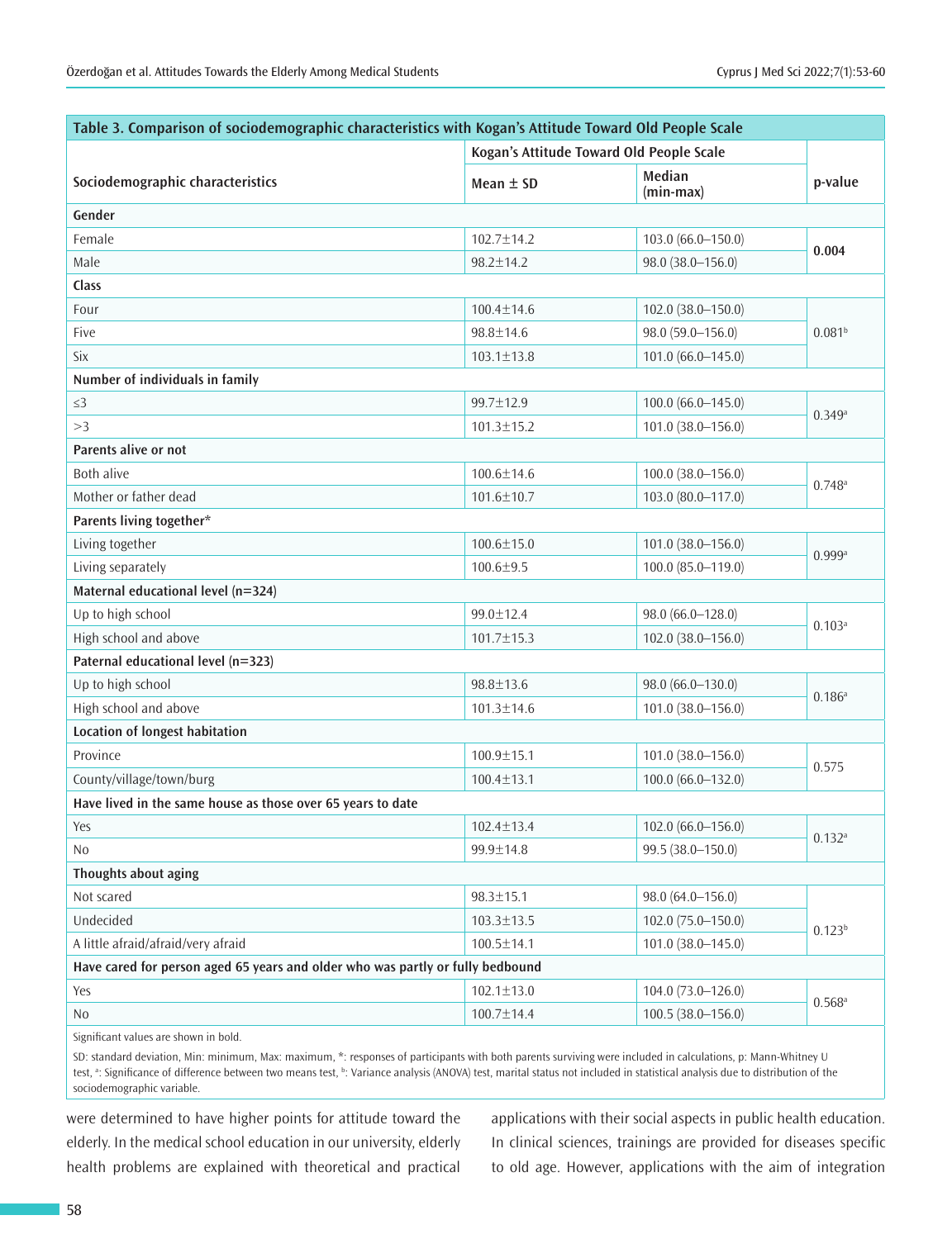**Table 3. Comparison of sociodemographic characteristics with Kogan's Attitude Toward Old People Scale**

| Sociodemographic characteristics | Kogan's Attitude Toward Old People Scale | | p-value |
|---|---|---|---|
| | Mean ± SD | Median (min-max) | |
| **Gender** | | | |
| Female | 102.7±14.2 | 103.0 (66.0–150.0) | **0.004** |
| Male | 98.2±14.2 | 98.0 (38.0–156.0) | |
| **Class** | | | |
| Four | 100.4±14.6 | 102.0 (38.0–150.0) | 0.081[b] |
| Five | 98.8±14.6 | 98.0 (59.0–156.0) | |
| Six | 103.1±13.8 | 101.0 (66.0–145.0) | |
| **Number of individuals in family** | | | |
| ≤3 | 99.7±12.9 | 100.0 (66.0–145.0) | 0.349[a] |
| >3 | 101.3±15.2 | 101.0 (38.0–156.0) | |
| **Parents alive or not** | | | |
| Both alive | 100.6±14.6 | 100.0 (38.0–156.0) | 0.748[a] |
| Mother or father dead | 101.6±10.7 | 103.0 (80.0–117.0) | |
| **Parents living together*** | | | |
| Living together | 100.6±15.0 | 101.0 (38.0–156.0) | 0.999[a] |
| Living separately | 100.6±9.5 | 100.0 (85.0–119.0) | |
| **Maternal educational level (n=324)** | | | |
| Up to high school | 99.0±12.4 | 98.0 (66.0–128.0) | 0.103[a] |
| High school and above | 101.7±15.3 | 102.0 (38.0–156.0) | |
| **Paternal educational level (n=323)** | | | |
| Up to high school | 98.8±13.6 | 98.0 (66.0–130.0) | 0.186[a] |
| High school and above | 101.3±14.6 | 101.0 (38.0–156.0) | |
| **Location of longest habitation** | | | |
| Province | 100.9±15.1 | 101.0 (38.0–156.0) | 0.575 |
| County/village/town/burg | 100.4±13.1 | 100.0 (66.0–132.0) | |
| **Have lived in the same house as those over 65 years to date** | | | |
| Yes | 102.4±13.4 | 102.0 (66.0–156.0) | 0.132[a] |
| No | 99.9±14.8 | 99.5 (38.0–150.0) | |
| **Thoughts about aging** | | | |
| Not scared | 98.3±15.1 | 98.0 (64.0–156.0) | 0.123[b] |
| Undecided | 103.3±13.5 | 102.0 (75.0–150.0) | |
| A little afraid/afraid/very afraid | 100.5±14.1 | 101.0 (38.0–145.0) | |
| **Have cared for person aged 65 years and older who was partly or fully bedbound** | | | |
| Yes | 102.1±13.0 | 104.0 (73.0–126.0) | 0.568[a] |
| No | 100.7±14.4 | 100.5 (38.0–156.0) | |

Significant values are shown in bold.

SD: standard deviation, Min: minimum, Max: maximum, *: responses of participants with both parents surviving were included in calculations, p: Mann-Whitney U test, [a]: Significance of difference between two means test, [b]: Variance analysis (ANOVA) test, marital status not included in statistical analysis due to distribution of the sociodemographic variable.

were determined to have higher points for attitude toward the elderly. In the medical school education in our university, elderly health problems are explained with theoretical and practical applications with their social aspects in public health education. In clinical sciences, trainings are provided for diseases specific to old age. However, applications with the aim of integration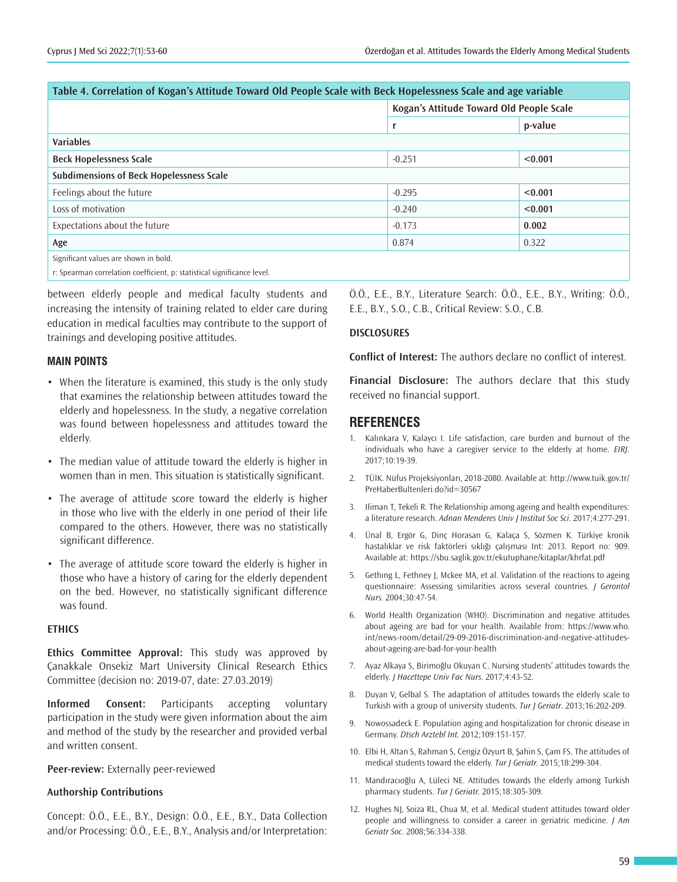**Table 4. Correlation of Kogan's Attitude Toward Old People Scale with Beck Hopelessness Scale and age variable**

| | Kogan's Attitude Toward Old People Scale | |
|---|---|---|
| | r | p-value |
| **Variables** | | |
| **Beck Hopelessness Scale** | -0.251 | **<0.001** |
| **Subdimensions of Beck Hopelessness Scale** | | |
| Feelings about the future | -0.295 | **<0.001** |
| Loss of motivation | -0.240 | **<0.001** |
| Expectations about the future | -0.173 | **0.002** |
| **Age** | 0.874 | 0.322 |

Significant values are shown in bold.

r: Spearman correlation coefficient, p: statistical significance level.

between elderly people and medical faculty students and increasing the intensity of training related to elder care during education in medical faculties may contribute to the support of trainings and developing positive attitudes.

## MAIN POINTS

- When the literature is examined, this study is the only study that examines the relationship between attitudes toward the elderly and hopelessness. In the study, a negative correlation was found between hopelessness and attitudes toward the elderly.
- The median value of attitude toward the elderly is higher in women than in men. This situation is statistically significant.
- The average of attitude score toward the elderly is higher in those who live with the elderly in one period of their life compared to the others. However, there was no statistically significant difference.
- The average of attitude score toward the elderly is higher in those who have a history of caring for the elderly dependent on the bed. However, no statistically significant difference was found.

## ETHICS

**Ethics Committee Approval:** This study was approved by Çanakkale Onsekiz Mart University Clinical Research Ethics Committee (decision no: 2019-07, date: 27.03.2019)

**Informed Consent:** Participants accepting voluntary participation in the study were given information about the aim and method of the study by the researcher and provided verbal and written consent.

**Peer-review:** Externally peer-reviewed

**Authorship Contributions**

Concept: Ö.Ö., E.E., B.Y., Design: Ö.Ö., E.E., B.Y., Data Collection and/or Processing: Ö.Ö., E.E., B.Y., Analysis and/or Interpretation: Ö.Ö., E.E., B.Y., Literature Search: Ö.Ö., E.E., B.Y., Writing: Ö.Ö., E.E., B.Y., S.O., C.B., Critical Review: S.O., C.B.

## DISCLOSURES

**Conflict of Interest:** The authors declare no conflict of interest.

**Financial Disclosure:** The authors declare that this study received no financial support.

## REFERENCES

1. Kalınkara V, Kalaycı I. Life satisfaction, care burden and burnout of the individuals who have a caregiver service to the elderly at home. *EIRJ*. 2017;10:19-39.
2. TÜİK. Nüfus Projeksiyonları, 2018-2080. Available at: http://www.tuik.gov.tr/PreHaberBultenleri.do?id=30567
3. Iliman T, Tekeli R. The Relationship among ageing and health expenditures: a literature research. *Adnan Menderes Univ J Institut Soc Sci*. 2017;4:277-291.
4. Ünal B, Ergör G, Dinç Horasan G, Kalaça S, Sözmen K. Türkiye kronik hastalıklar ve risk faktörleri sıklığı çalışması Int: 2013. Report no: 909. Available at: https://sbu.saglik.gov.tr/ekutuphane/kitaplar/khrfat.pdf
5. Gethıng L, Fethney J, Mckee MA, et al. Validation of the reactions to ageing questionnaire: Assessing similarities across several countries. *J Gerontol Nurs*. 2004;30:47-54.
6. World Health Organization (WHO). Discrimination and negative attitudes about ageing are bad for your health. Available from: https://www.who.int/news-room/detail/29-09-2016-discrimination-and-negative-attitudes-about-ageing-are-bad-for-your-health
7. Ayaz Alkaya S, Birimoğlu Okuyan C. Nursing students' attitudes towards the elderly. *J Hacettepe Univ Fac Nurs*. 2017;4:43-52.
8. Duyan V, Gelbal S. The adaptation of attitudes towards the elderly scale to Turkish with a group of university students. *Tur J Geriatr*. 2013;16:202-209.
9. Nowossadeck E. Population aging and hospitalization for chronic disease in Germany. *Dtsch Arztebl Int*. 2012;109:151-157.
10. Elbi H, Altan S, Rahman S, Cengiz Özyurt B, Şahin S, Çam FS. The attitudes of medical students toward the elderly. *Tur J Geriatr*. 2015;18:299-304.
11. Mandıracıoğlu A, Lüleci NE. Attitudes towards the elderly among Turkish pharmacy students. *Tur J Geriatr*. 2015;18:305-309.
12. Hughes NJ, Soiza RL, Chua M, et al. Medical student attitudes toward older people and willingness to consider a career in geriatric medicine. *J Am Geriatr Soc*. 2008;56:334-338.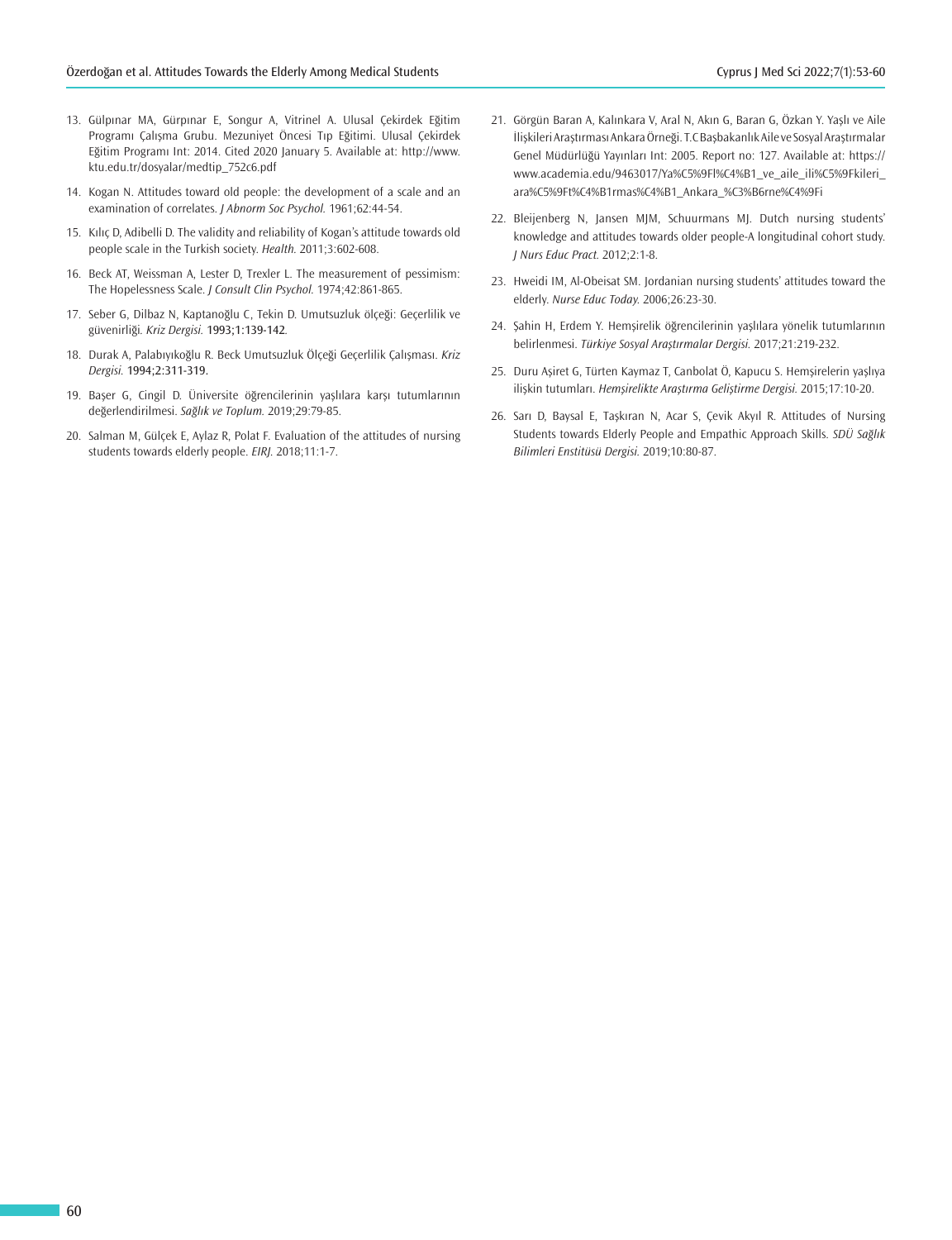13. Gülpınar MA, Gürpınar E, Songur A, Vitrinel A. Ulusal Çekirdek Eğitim Programı Çalışma Grubu. Mezuniyet Öncesi Tıp Eğitimi. Ulusal Çekirdek Eğitim Programı Int: 2014. Cited 2020 January 5. Available at: http://www.ktu.edu.tr/dosyalar/medtip_752c6.pdf

14. Kogan N. Attitudes toward old people: the development of a scale and an examination of correlates. *J Abnorm Soc Psychol.* 1961;62:44-54.

15. Kılıç D, Adibelli D. The validity and reliability of Kogan's attitude towards old people scale in the Turkish society. *Health.* 2011;3:602-608.

16. Beck AT, Weissman A, Lester D, Trexler L. The measurement of pessimism: The Hopelessness Scale. *J Consult Clin Psychol.* 1974;42:861-865.

17. Seber G, Dilbaz N, Kaptanoğlu C, Tekin D. Umutsuzluk ölçeği: Geçerlilik ve güvenirliği. *Kriz Dergisi.* 1993;1:139-142.

18. Durak A, Palabıyıkoğlu R. Beck Umutsuzluk Ölçeği Geçerlilik Çalışması. *Kriz Dergisi.* 1994;2:311-319.

19. Başer G, Cingil D. Üniversite öğrencilerinin yaşlılara karşı tutumlarının değerlendirilmesi. *Sağlık ve Toplum.* 2019;29:79-85.

20. Salman M, Gülçek E, Aylaz R, Polat F. Evaluation of the attitudes of nursing students towards elderly people. *EIRJ.* 2018;11:1-7.

21. Görgün Baran A, Kalınkara V, Aral N, Akın G, Baran G, Özkan Y. Yaşlı ve Aile İlişkileri Araştırması Ankara Örneği. T.C Başbakanlık Aile ve Sosyal Araştırmalar Genel Müdürlüğü Yayınları Int: 2005. Report no: 127. Available at: https://www.academia.edu/9463017/Ya%C5%9Fl%C4%B1_ve_aile_ili%C5%9Fkileri_ara%C5%9Ft%C4%B1rmas%C4%B1_Ankara_%C3%B6rne%C4%9Fi

22. Bleijenberg N, Jansen MJM, Schuurmans MJ. Dutch nursing students' knowledge and attitudes towards older people-A longitudinal cohort study. *J Nurs Educ Pract.* 2012;2:1-8.

23. Hweidi IM, Al-Obeisat SM. Jordanian nursing students' attitudes toward the elderly. *Nurse Educ Today.* 2006;26:23-30.

24. Şahin H, Erdem Y. Hemşirelik öğrencilerinin yaşlılara yönelik tutumlarının belirlenmesi. *Türkiye Sosyal Araştırmalar Dergisi.* 2017;21:219-232.

25. Duru Aşiret G, Türten Kaymaz T, Canbolat Ö, Kapucu S. Hemşirelerin yaşlıya ilişkin tutumları. *Hemşirelikte Araştırma Geliştirme Dergisi.* 2015;17:10-20.

26. Sarı D, Baysal E, Taşkıran N, Acar S, Çevik Akyıl R. Attitudes of Nursing Students towards Elderly People and Empathic Approach Skills. *SDÜ Sağlık Bilimleri Enstitüsü Dergisi.* 2019;10:80-87.